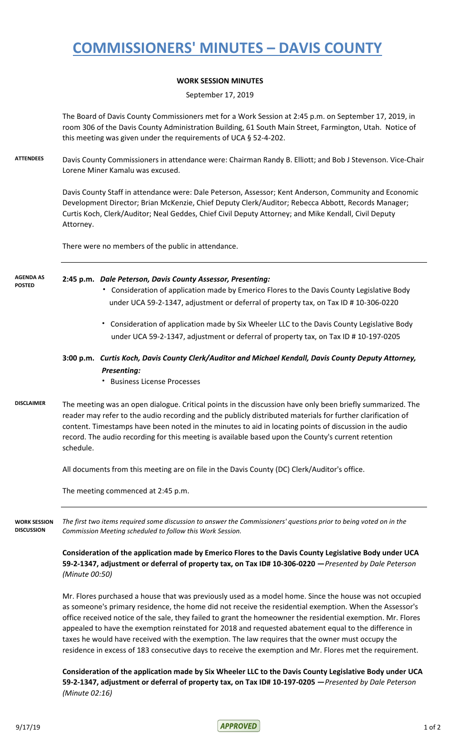# COMMISSIONERS' MINUTES – DAVIS COUNTY

**WORK SESSION MINUTES**

September 17, 2019

The Board of Davis County Commissioners met for a Work Session at 2:45 p.m. on September 17, 2019, in room 306 of the Davis County Administration Building, 61 South Main Street, Farmington, Utah. Notice of this meeting was given under the requirements of UCA § 52-4-202.

**ATTENDEES**

Davis County Commissioners in attendance were: Chairman Randy B. Elliott; and Bob J Stevenson. Vice-Chair Lorene Miner Kamalu was excused.

Davis County Staff in attendance were: Dale Peterson, Assessor; Kent Anderson, Community and Economic Development Director; Brian McKenzie, Chief Deputy Clerk/Auditor; Rebecca Abbott, Records Manager; Curtis Koch, Clerk/Auditor; Neal Geddes, Chief Civil Deputy Attorney; and Mike Kendall, Civil Deputy Attorney.

There were no members of the public in attendance.

**AGENDA AS POSTED**

**2:45 p.m.** ***Dale Peterson, Davis County Assessor, Presenting:***

- Consideration of application made by Emerico Flores to the Davis County Legislative Body under UCA 59-2-1347, adjustment or deferral of property tax, on Tax ID # 10-306-0220
- Consideration of application made by Six Wheeler LLC to the Davis County Legislative Body under UCA 59-2-1347, adjustment or deferral of property tax, on Tax ID # 10-197-0205

**3:00 p.m.** ***Curtis Koch, Davis County Clerk/Auditor and Michael Kendall, Davis County Deputy Attorney, Presenting:***

- Business License Processes

**DISCLAIMER**

The meeting was an open dialogue. Critical points in the discussion have only been briefly summarized. The reader may refer to the audio recording and the publicly distributed materials for further clarification of content. Timestamps have been noted in the minutes to aid in locating points of discussion in the audio record. The audio recording for this meeting is available based upon the County's current retention schedule.

All documents from this meeting are on file in the Davis County (DC) Clerk/Auditor's office.

The meeting commenced at 2:45 p.m.

**WORK SESSION DISCUSSION**

*The first two items required some discussion to answer the Commissioners' questions prior to being voted on in the Commission Meeting scheduled to follow this Work Session.*

**Consideration of the application made by Emerico Flores to the Davis County Legislative Body under UCA 59-2-1347, adjustment or deferral of property tax, on Tax ID# 10-306-0220 —***Presented by Dale Peterson (Minute 00:50)*

Mr. Flores purchased a house that was previously used as a model home. Since the house was not occupied as someone's primary residence, the home did not receive the residential exemption. When the Assessor's office received notice of the sale, they failed to grant the homeowner the residential exemption. Mr. Flores appealed to have the exemption reinstated for 2018 and requested abatement equal to the difference in taxes he would have received with the exemption. The law requires that the owner must occupy the residence in excess of 183 consecutive days to receive the exemption and Mr. Flores met the requirement.

**Consideration of the application made by Six Wheeler LLC to the Davis County Legislative Body under UCA 59-2-1347, adjustment or deferral of property tax, on Tax ID# 10-197-0205 —***Presented by Dale Peterson (Minute 02:16)*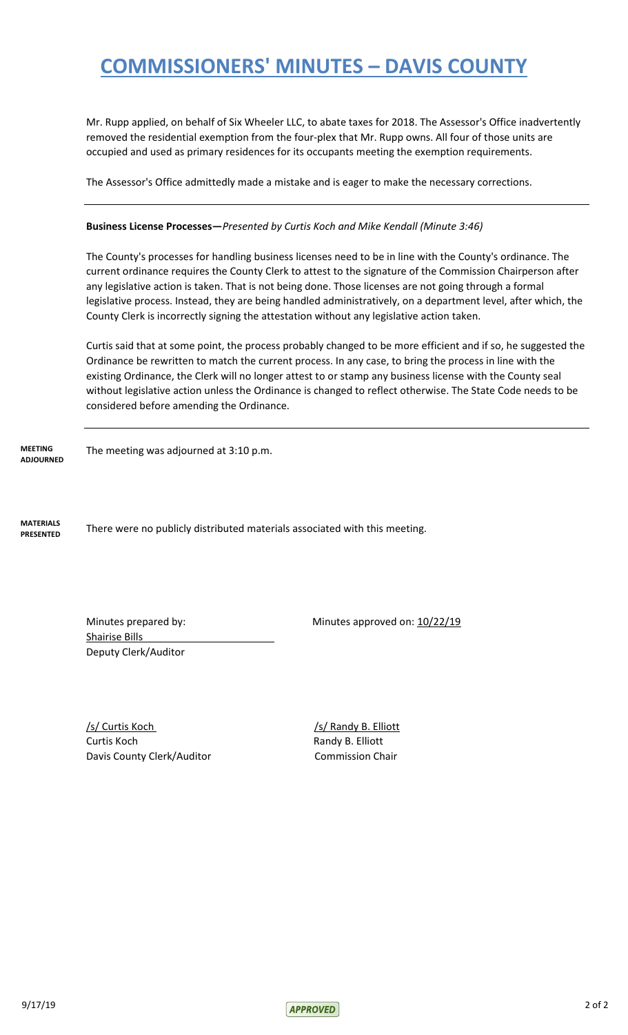# COMMISSIONERS' MINUTES – DAVIS COUNTY

Mr. Rupp applied, on behalf of Six Wheeler LLC, to abate taxes for 2018. The Assessor's Office inadvertently removed the residential exemption from the four-plex that Mr. Rupp owns. All four of those units are occupied and used as primary residences for its occupants meeting the exemption requirements.

The Assessor's Office admittedly made a mistake and is eager to make the necessary corrections.

---

**Business License Processes—***Presented by Curtis Koch and Mike Kendall (Minute 3:46)*

The County's processes for handling business licenses need to be in line with the County's ordinance. The current ordinance requires the County Clerk to attest to the signature of the Commission Chairperson after any legislative action is taken. That is not being done. Those licenses are not going through a formal legislative process. Instead, they are being handled administratively, on a department level, after which, the County Clerk is incorrectly signing the attestation without any legislative action taken.

Curtis said that at some point, the process probably changed to be more efficient and if so, he suggested the Ordinance be rewritten to match the current process. In any case, to bring the process in line with the existing Ordinance, the Clerk will no longer attest to or stamp any business license with the County seal without legislative action unless the Ordinance is changed to reflect otherwise. The State Code needs to be considered before amending the Ordinance.

---

**MEETING ADJOURNED**

The meeting was adjourned at 3:10 p.m.

**MATERIALS PRESENTED**

There were no publicly distributed materials associated with this meeting.

Minutes prepared by: Shairise Bills
Deputy Clerk/Auditor

Minutes approved on: 10/22/19

/s/ Curtis Koch
Curtis Koch
Davis County Clerk/Auditor

/s/ Randy B. Elliott
Randy B. Elliott
Commission Chair

9/17/19

APPROVED